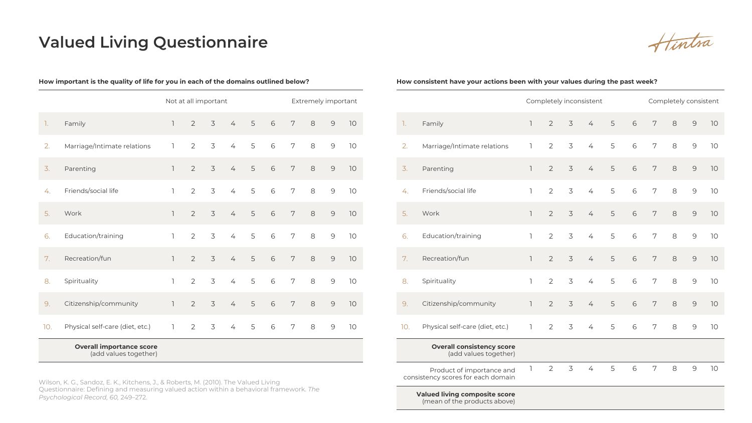# Valued Living Questionnaire

Hintsa

**How important is the quality of life for you in each of the domains outlined below?**

| | | Not at all important | | | | | | | | | Extremely important |
|---|---|---|---|---|---|---|---|---|---|---|---|
| 1. | Family | 1 | 2 | 3 | 4 | 5 | 6 | 7 | 8 | 9 | 10 |
| 2. | Marriage/Intimate relations | 1 | 2 | 3 | 4 | 5 | 6 | 7 | 8 | 9 | 10 |
| 3. | Parenting | 1 | 2 | 3 | 4 | 5 | 6 | 7 | 8 | 9 | 10 |
| 4. | Friends/social life | 1 | 2 | 3 | 4 | 5 | 6 | 7 | 8 | 9 | 10 |
| 5. | Work | 1 | 2 | 3 | 4 | 5 | 6 | 7 | 8 | 9 | 10 |
| 6. | Education/training | 1 | 2 | 3 | 4 | 5 | 6 | 7 | 8 | 9 | 10 |
| 7. | Recreation/fun | 1 | 2 | 3 | 4 | 5 | 6 | 7 | 8 | 9 | 10 |
| 8. | Spirituality | 1 | 2 | 3 | 4 | 5 | 6 | 7 | 8 | 9 | 10 |
| 9. | Citizenship/community | 1 | 2 | 3 | 4 | 5 | 6 | 7 | 8 | 9 | 10 |
| 10. | Physical self-care (diet, etc.) | 1 | 2 | 3 | 4 | 5 | 6 | 7 | 8 | 9 | 10 |
| | **Overall importance score** (add values together) | | | | | | | | | | |

**How consistent have your actions been with your values during the past week?**

| | | Completely inconsistent | | | | | | | | | Completely consistent |
|---|---|---|---|---|---|---|---|---|---|---|---|
| 1. | Family | 1 | 2 | 3 | 4 | 5 | 6 | 7 | 8 | 9 | 10 |
| 2. | Marriage/Intimate relations | 1 | 2 | 3 | 4 | 5 | 6 | 7 | 8 | 9 | 10 |
| 3. | Parenting | 1 | 2 | 3 | 4 | 5 | 6 | 7 | 8 | 9 | 10 |
| 4. | Friends/social life | 1 | 2 | 3 | 4 | 5 | 6 | 7 | 8 | 9 | 10 |
| 5. | Work | 1 | 2 | 3 | 4 | 5 | 6 | 7 | 8 | 9 | 10 |
| 6. | Education/training | 1 | 2 | 3 | 4 | 5 | 6 | 7 | 8 | 9 | 10 |
| 7. | Recreation/fun | 1 | 2 | 3 | 4 | 5 | 6 | 7 | 8 | 9 | 10 |
| 8. | Spirituality | 1 | 2 | 3 | 4 | 5 | 6 | 7 | 8 | 9 | 10 |
| 9. | Citizenship/community | 1 | 2 | 3 | 4 | 5 | 6 | 7 | 8 | 9 | 10 |
| 10. | Physical self-care (diet, etc.) | 1 | 2 | 3 | 4 | 5 | 6 | 7 | 8 | 9 | 10 |
| | **Overall consistency score** (add values together) | | | | | | | | | | |
| | Product of importance and consistency scores for each domain | 1 | 2 | 3 | 4 | 5 | 6 | 7 | 8 | 9 | 10 |
| | **Valued living composite score** (mean of the products above) | | | | | | | | | | |

Wilson, K. G., Sandoz, E. K., Kitchens, J., & Roberts, M. (2010). The Valued Living Questionnaire: Defining and measuring valued action within a behavioral framework. *The Psychological Record, 60,* 249–272.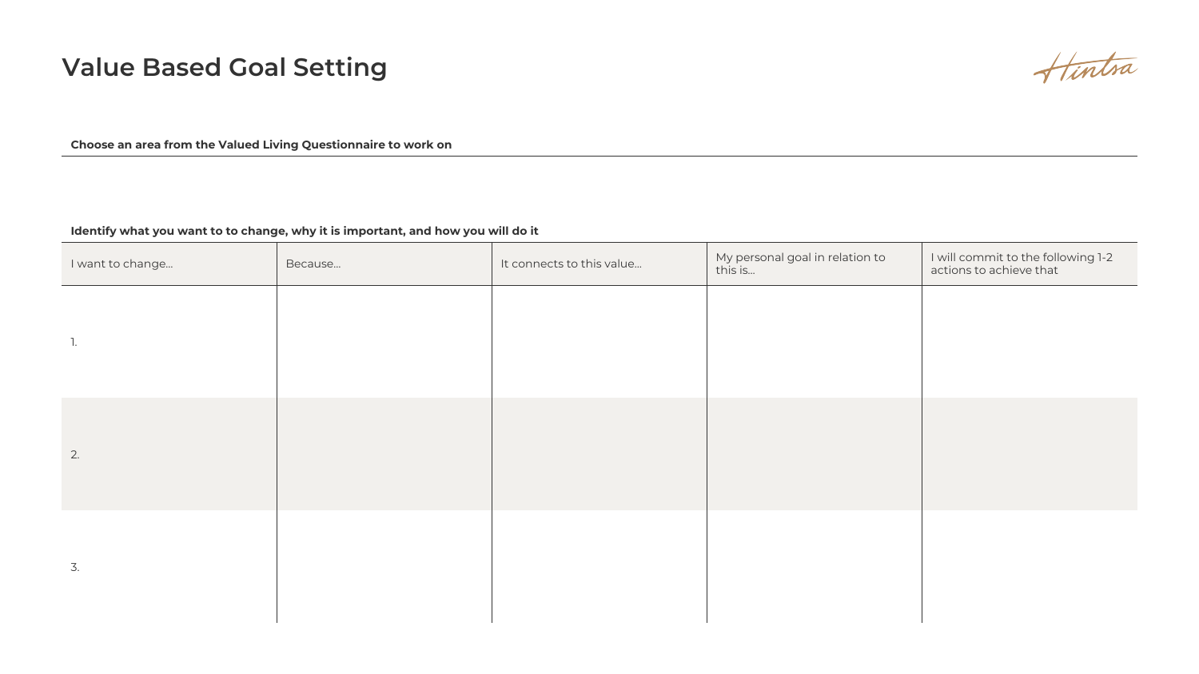# Value Based Goal Setting

Hintsa

**Choose an area from the Valued Living Questionnaire to work on**

**Identify what you want to to change, why it is important, and how you will do it**

| I want to change... | Because... | It connects to this value... | My personal goal in relation to this is... | I will commit to the following 1-2 actions to achieve that |
|---|---|---|---|---|
| 1. | | | | |
| 2. | | | | |
| 3. | | | | |